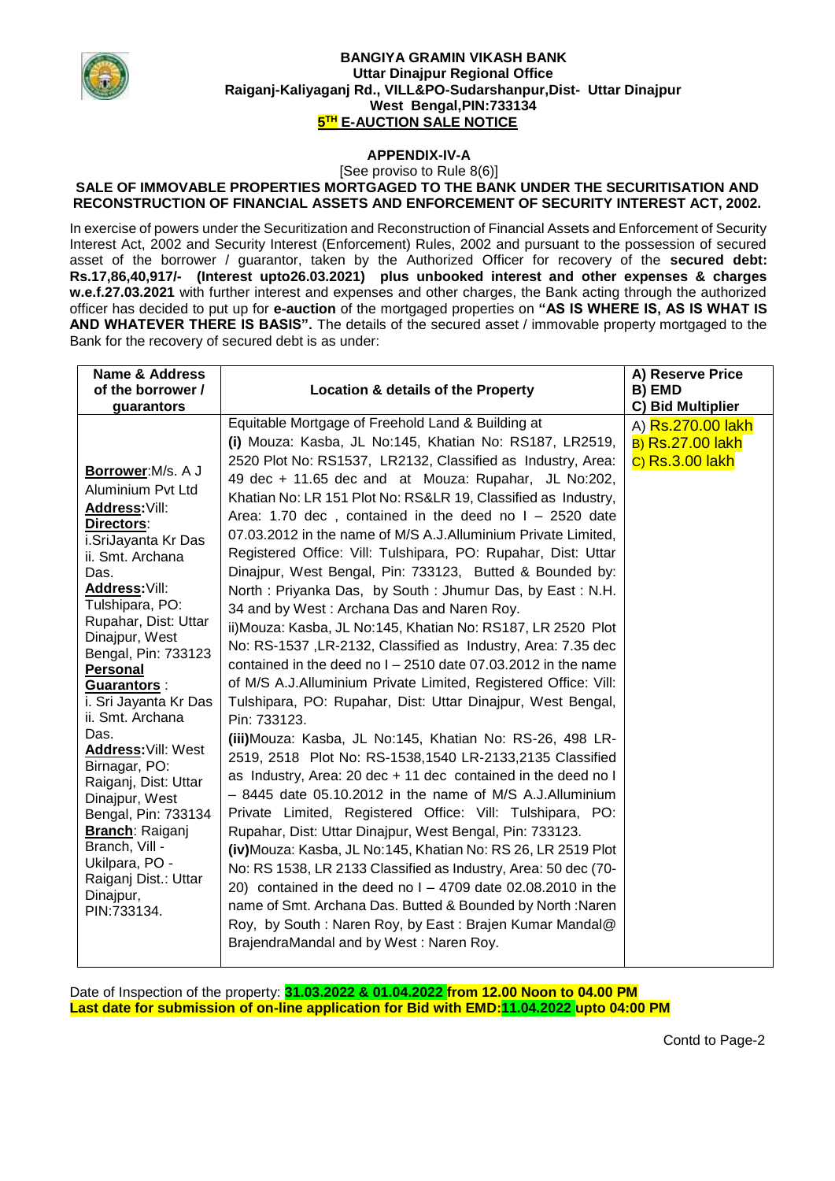**BANGIYA GRAMIN VIKASH BANK**
**Uttar Dinajpur Regional Office**
**Raiganj-Kaliyaganj Rd., VILL&PO-Sudarshanpur,Dist- Uttar Dinajpur**
**West Bengal,PIN:733134**

# 5TH E-AUCTION SALE NOTICE

**APPENDIX-IV-A**

[See proviso to Rule 8(6)]

**SALE OF IMMOVABLE PROPERTIES MORTGAGED TO THE BANK UNDER THE SECURITISATION AND RECONSTRUCTION OF FINANCIAL ASSETS AND ENFORCEMENT OF SECURITY INTEREST ACT, 2002.**

In exercise of powers under the Securitization and Reconstruction of Financial Assets and Enforcement of Security Interest Act, 2002 and Security Interest (Enforcement) Rules, 2002 and pursuant to the possession of secured asset of the borrower / guarantor, taken by the Authorized Officer for recovery of the **secured debt: Rs.17,86,40,917/- (Interest upto26.03.2021) plus unbooked interest and other expenses & charges w.e.f.27.03.2021** with further interest and expenses and other charges, the Bank acting through the authorized officer has decided to put up for **e-auction** of the mortgaged properties on **"AS IS WHERE IS, AS IS WHAT IS AND WHATEVER THERE IS BASIS".** The details of the secured asset / immovable property mortgaged to the Bank for the recovery of secured debt is as under:

| Name & Address of the borrower / guarantors | Location & details of the Property | A) Reserve Price B) EMD C) Bid Multiplier |
|---|---|---|
| **Borrower**:M/s. A J Aluminium Pvt Ltd<br>**Address:**Vill:<br>**Directors**:<br>i.SriJayanta Kr Das<br>ii. Smt. Archana Das.<br>**Address:**Vill: Tulshipara, PO: Rupahar, Dist: Uttar Dinajpur, West Bengal, Pin: 733123<br>**Personal Guarantors** :<br>i. Sri Jayanta Kr Das<br>ii. Smt. Archana Das.<br>**Address:**Vill: West Birnagar, PO: Raiganj, Dist: Uttar Dinajpur, West Bengal, Pin: 733134<br>**Branch**: Raiganj Branch, Vill - Ukilpara, PO - Raiganj Dist.: Uttar Dinajpur, PIN:733134. | Equitable Mortgage of Freehold Land & Building at<br>**(i)** Mouza: Kasba, JL No:145, Khatian No: RS187, LR2519, 2520 Plot No: RS1537, LR2132, Classified as Industry, Area: 49 dec + 11.65 dec and at Mouza: Rupahar, JL No:202, Khatian No: LR 151 Plot No: RS&LR 19, Classified as Industry, Area: 1.70 dec , contained in the deed no I – 2520 date 07.03.2012 in the name of M/S A.J.Alluminium Private Limited, Registered Office: Vill: Tulshipara, PO: Rupahar, Dist: Uttar Dinajpur, West Bengal, Pin: 733123, Butted & Bounded by: North : Priyanka Das, by South : Jhumur Das, by East : N.H. 34 and by West : Archana Das and Naren Roy.<br>ii)Mouza: Kasba, JL No:145, Khatian No: RS187, LR 2520 Plot No: RS-1537 ,LR-2132, Classified as Industry, Area: 7.35 dec contained in the deed no I – 2510 date 07.03.2012 in the name of M/S A.J.Alluminium Private Limited, Registered Office: Vill: Tulshipara, PO: Rupahar, Dist: Uttar Dinajpur, West Bengal, Pin: 733123.<br>**(iii)**Mouza: Kasba, JL No:145, Khatian No: RS-26, 498 LR-2519, 2518 Plot No: RS-1538,1540 LR-2133,2135 Classified as Industry, Area: 20 dec + 11 dec contained in the deed no I – 8445 date 05.10.2012 in the name of M/S A.J.Alluminium Private Limited, Registered Office: Vill: Tulshipara, PO: Rupahar, Dist: Uttar Dinajpur, West Bengal, Pin: 733123.<br>**(iv)**Mouza: Kasba, JL No:145, Khatian No: RS 26, LR 2519 Plot No: RS 1538, LR 2133 Classified as Industry, Area: 50 dec (70-20) contained in the deed no I – 4709 date 02.08.2010 in the name of Smt. Archana Das. Butted & Bounded by North :Naren Roy, by South : Naren Roy, by East : Brajen Kumar Mandal@ BrajendraMandal and by West : Naren Roy. | A) Rs.270.00 lakh<br>B) Rs.27.00 lakh<br>C) Rs.3.00 lakh |

Date of Inspection of the property: **31.03.2022 & 01.04.2022 from 12.00 Noon to 04.00 PM**

**Last date for submission of on-line application for Bid with EMD:11.04.2022 upto 04:00 PM**

Contd to Page-2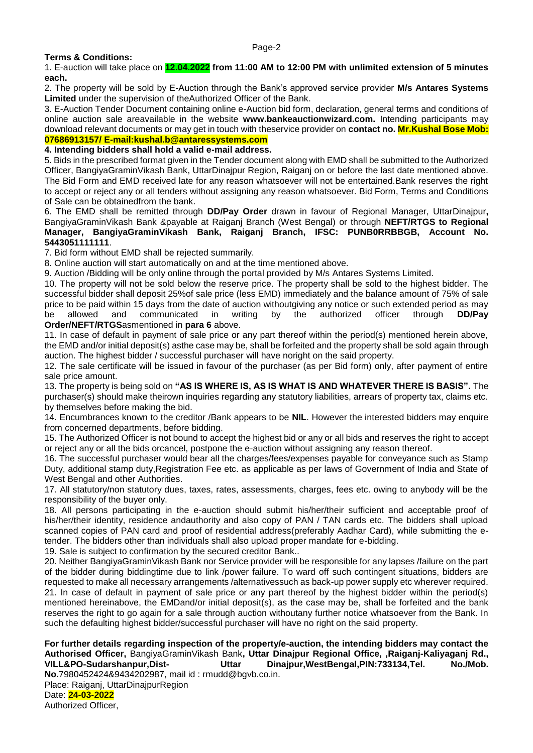**Terms & Conditions:**

1. E-auction will take place on **12.04.2022 from 11:00 AM to 12:00 PM with unlimited extension of 5 minutes each.**
2. The property will be sold by E-Auction through the Bank's approved service provider **M/s Antares Systems Limited** under the supervision of theAuthorized Officer of the Bank.
3. E-Auction Tender Document containing online e-Auction bid form, declaration, general terms and conditions of online auction sale areavailable in the website **www.bankeauctionwizard.com.** Intending participants may download relevant documents or may get in touch with theservice provider on **contact no. Mr.Kushal Bose Mob: 07686913157/ E-mail:kushal.b@antaressystems.com**
4. **Intending bidders shall hold a valid e-mail address.**
5. Bids in the prescribed format given in the Tender document along with EMD shall be submitted to the Authorized Officer, BangiyaGraminVikash Bank, UttarDinajpur Region, Raiganj on or before the last date mentioned above. The Bid Form and EMD received late for any reason whatsoever will not be entertained.Bank reserves the right to accept or reject any or all tenders without assigning any reason whatsoever. Bid Form, Terms and Conditions of Sale can be obtainedfrom the bank.
6. The EMD shall be remitted through **DD/Pay Order** drawn in favour of Regional Manager, UttarDinajpur**,** BangiyaGraminVikash Bank &payable at Raiganj Branch (West Bengal) or through **NEFT/RTGS to Regional Manager, BangiyaGraminVikash Bank, Raiganj Branch, IFSC: PUNB0RRBBGB, Account No. 5443051111111**.
7. Bid form without EMD shall be rejected summarily.
8. Online auction will start automatically on and at the time mentioned above.
9. Auction /Bidding will be only online through the portal provided by M/s Antares Systems Limited.
10. The property will not be sold below the reserve price. The property shall be sold to the highest bidder. The successful bidder shall deposit 25%of sale price (less EMD) immediately and the balance amount of 75% of sale price to be paid within 15 days from the date of auction withoutgiving any notice or such extended period as may be allowed and communicated in writing by the authorized officer through **DD/Pay Order/NEFT/RTGS**asmentioned in **para 6** above.
11. In case of default in payment of sale price or any part thereof within the period(s) mentioned herein above, the EMD and/or initial deposit(s) asthe case may be, shall be forfeited and the property shall be sold again through auction. The highest bidder / successful purchaser will have noright on the said property.
12. The sale certificate will be issued in favour of the purchaser (as per Bid form) only, after payment of entire sale price amount.
13. The property is being sold on **"AS IS WHERE IS, AS IS WHAT IS AND WHATEVER THERE IS BASIS".** The purchaser(s) should make theirown inquiries regarding any statutory liabilities, arrears of property tax, claims etc. by themselves before making the bid.
14. Encumbrances known to the creditor /Bank appears to be **NIL**. However the interested bidders may enquire from concerned departments, before bidding.
15. The Authorized Officer is not bound to accept the highest bid or any or all bids and reserves the right to accept or reject any or all the bids orcancel, postpone the e-auction without assigning any reason thereof.
16. The successful purchaser would bear all the charges/fees/expenses payable for conveyance such as Stamp Duty, additional stamp duty,Registration Fee etc. as applicable as per laws of Government of India and State of West Bengal and other Authorities.
17. All statutory/non statutory dues, taxes, rates, assessments, charges, fees etc. owing to anybody will be the responsibility of the buyer only.
18. All persons participating in the e-auction should submit his/her/their sufficient and acceptable proof of his/her/their identity, residence andauthority and also copy of PAN / TAN cards etc. The bidders shall upload scanned copies of PAN card and proof of residential address(preferably Aadhar Card), while submitting the e-tender. The bidders other than individuals shall also upload proper mandate for e-bidding.
19. Sale is subject to confirmation by the secured creditor Bank..
20. Neither BangiyaGraminVikash Bank nor Service provider will be responsible for any lapses /failure on the part of the bidder during biddingtime due to link /power failure. To ward off such contingent situations, bidders are requested to make all necessary arrangements /alternativessuch as back-up power supply etc wherever required.
21. In case of default in payment of sale price or any part thereof by the highest bidder within the period(s) mentioned hereinabove, the EMDand/or initial deposit(s), as the case may be, shall be forfeited and the bank reserves the right to go again for a sale through auction withoutany further notice whatsoever from the Bank. In such the defaulting highest bidder/successful purchaser will have no right on the said property.

**For further details regarding inspection of the property/e-auction, the intending bidders may contact the Authorised Officer,** BangiyaGraminVikash Bank**, Uttar Dinajpur Regional Office, ,Raiganj-Kaliyaganj Rd., VILL&PO-Sudarshanpur,Dist- Uttar Dinajpur,WestBengal,PIN:733134,Tel. No./Mob. No.**7980452424&9434202987, mail id : rmudd@bgvb.co.in.

Place: Raiganj, UttarDinajpurRegion
Date: **24-03-2022**
Authorized Officer,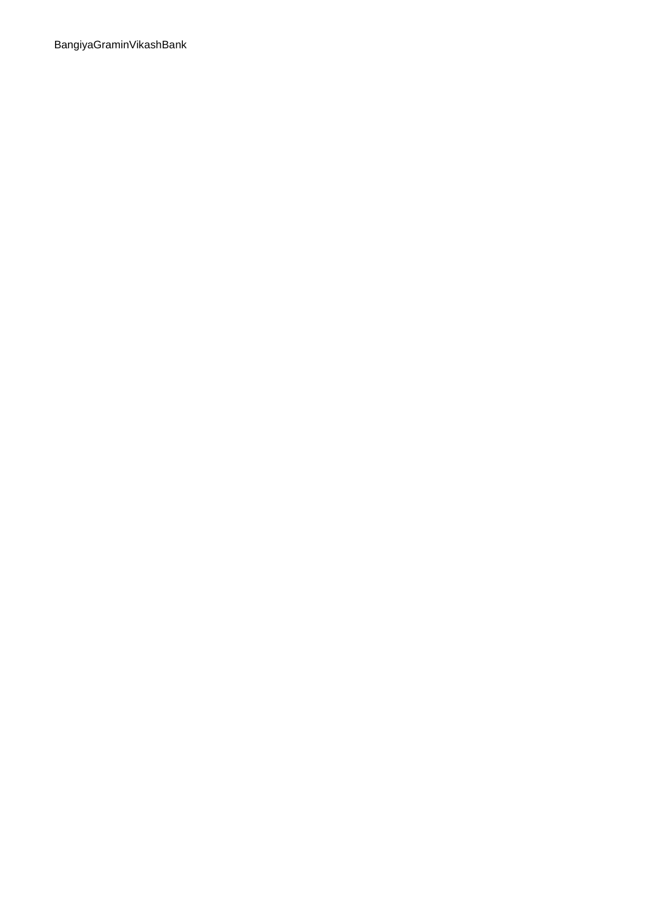BangiyaGraminVikashBank